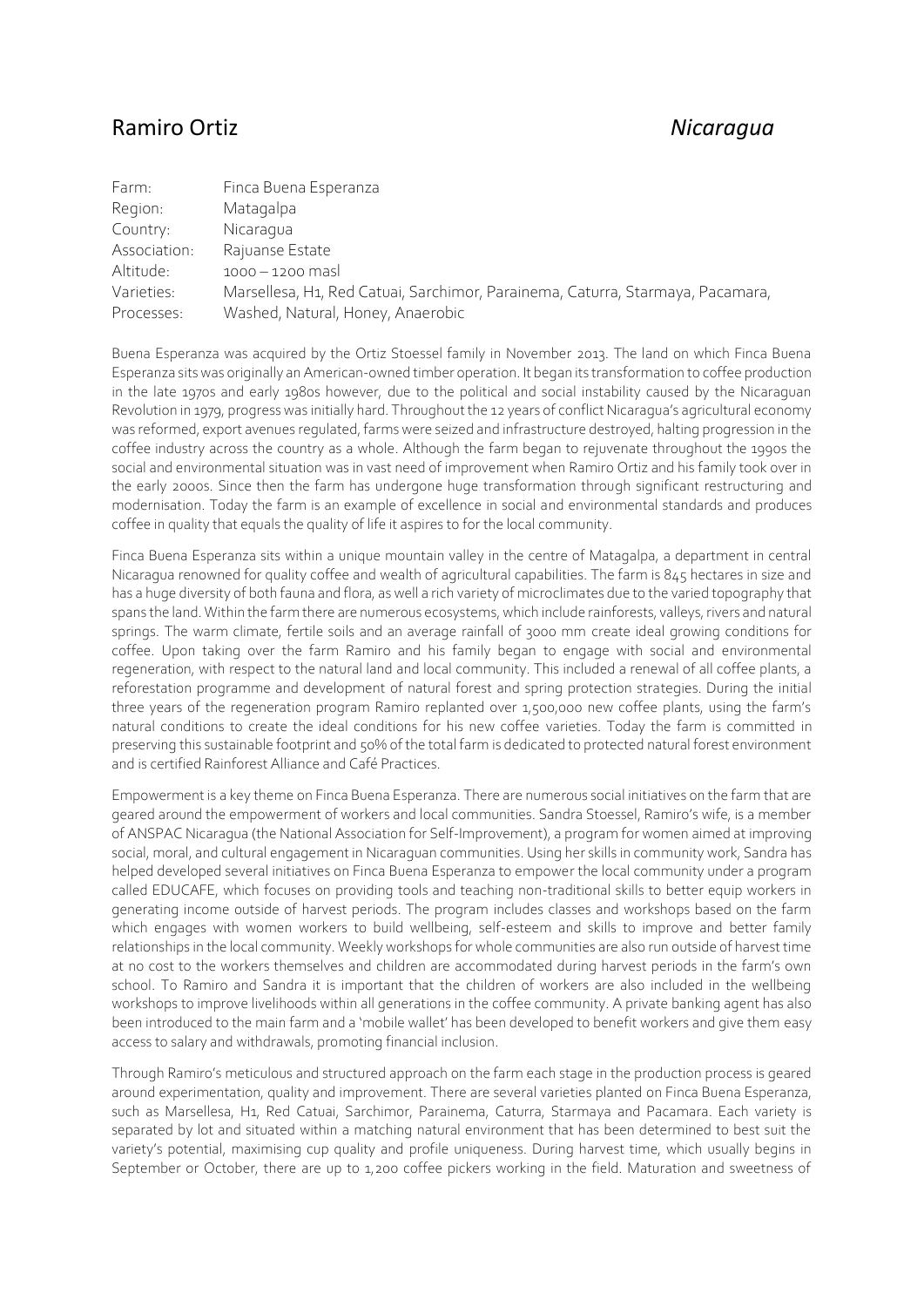# Ramiro Ortiz *Nicaragua*

| | |
|---|---|
| Farm: | Finca Buena Esperanza |
| Region: | Matagalpa |
| Country: | Nicaragua |
| Association: | Rajuanse Estate |
| Altitude: | 1000 – 1200 masl |
| Varieties: | Marsellesa, H1, Red Catuai, Sarchimor, Parainema, Caturra, Starmaya, Pacamara, |
| Processes: | Washed, Natural, Honey, Anaerobic |

Buena Esperanza was acquired by the Ortiz Stoessel family in November 2013. The land on which Finca Buena Esperanza sits was originally an American-owned timber operation. It began its transformation to coffee production in the late 1970s and early 1980s however, due to the political and social instability caused by the Nicaraguan Revolution in 1979, progress was initially hard. Throughout the 12 years of conflict Nicaragua's agricultural economy was reformed, export avenues regulated, farms were seized and infrastructure destroyed, halting progression in the coffee industry across the country as a whole. Although the farm began to rejuvenate throughout the 1990s the social and environmental situation was in vast need of improvement when Ramiro Ortiz and his family took over in the early 2000s. Since then the farm has undergone huge transformation through significant restructuring and modernisation. Today the farm is an example of excellence in social and environmental standards and produces coffee in quality that equals the quality of life it aspires to for the local community.

Finca Buena Esperanza sits within a unique mountain valley in the centre of Matagalpa, a department in central Nicaragua renowned for quality coffee and wealth of agricultural capabilities. The farm is 845 hectares in size and has a huge diversity of both fauna and flora, as well a rich variety of microclimates due to the varied topography that spans the land. Within the farm there are numerous ecosystems, which include rainforests, valleys, rivers and natural springs. The warm climate, fertile soils and an average rainfall of 3000 mm create ideal growing conditions for coffee. Upon taking over the farm Ramiro and his family began to engage with social and environmental regeneration, with respect to the natural land and local community. This included a renewal of all coffee plants, a reforestation programme and development of natural forest and spring protection strategies. During the initial three years of the regeneration program Ramiro replanted over 1,500,000 new coffee plants, using the farm's natural conditions to create the ideal conditions for his new coffee varieties. Today the farm is committed in preserving this sustainable footprint and 50% of the total farm is dedicated to protected natural forest environment and is certified Rainforest Alliance and Café Practices.

Empowerment is a key theme on Finca Buena Esperanza. There are numerous social initiatives on the farm that are geared around the empowerment of workers and local communities. Sandra Stoessel, Ramiro's wife, is a member of ANSPAC Nicaragua (the National Association for Self-Improvement), a program for women aimed at improving social, moral, and cultural engagement in Nicaraguan communities. Using her skills in community work, Sandra has helped developed several initiatives on Finca Buena Esperanza to empower the local community under a program called EDUCAFE, which focuses on providing tools and teaching non-traditional skills to better equip workers in generating income outside of harvest periods. The program includes classes and workshops based on the farm which engages with women workers to build wellbeing, self-esteem and skills to improve and better family relationships in the local community. Weekly workshops for whole communities are also run outside of harvest time at no cost to the workers themselves and children are accommodated during harvest periods in the farm's own school. To Ramiro and Sandra it is important that the children of workers are also included in the wellbeing workshops to improve livelihoods within all generations in the coffee community. A private banking agent has also been introduced to the main farm and a 'mobile wallet' has been developed to benefit workers and give them easy access to salary and withdrawals, promoting financial inclusion.

Through Ramiro's meticulous and structured approach on the farm each stage in the production process is geared around experimentation, quality and improvement. There are several varieties planted on Finca Buena Esperanza, such as Marsellesa, H1, Red Catuai, Sarchimor, Parainema, Caturra, Starmaya and Pacamara. Each variety is separated by lot and situated within a matching natural environment that has been determined to best suit the variety's potential, maximising cup quality and profile uniqueness. During harvest time, which usually begins in September or October, there are up to 1,200 coffee pickers working in the field. Maturation and sweetness of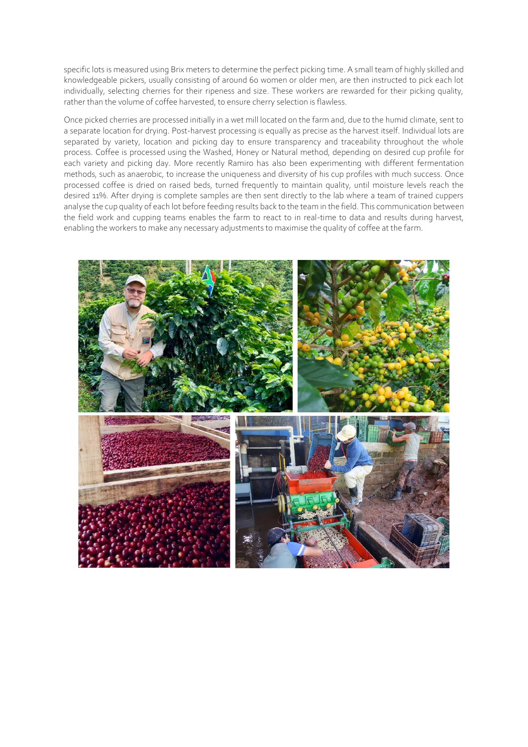specific lots is measured using Brix meters to determine the perfect picking time. A small team of highly skilled and knowledgeable pickers, usually consisting of around 60 women or older men, are then instructed to pick each lot individually, selecting cherries for their ripeness and size. These workers are rewarded for their picking quality, rather than the volume of coffee harvested, to ensure cherry selection is flawless.

Once picked cherries are processed initially in a wet mill located on the farm and, due to the humid climate, sent to a separate location for drying. Post-harvest processing is equally as precise as the harvest itself. Individual lots are separated by variety, location and picking day to ensure transparency and traceability throughout the whole process. Coffee is processed using the Washed, Honey or Natural method, depending on desired cup profile for each variety and picking day. More recently Ramiro has also been experimenting with different fermentation methods, such as anaerobic, to increase the uniqueness and diversity of his cup profiles with much success. Once processed coffee is dried on raised beds, turned frequently to maintain quality, until moisture levels reach the desired 11%. After drying is complete samples are then sent directly to the lab where a team of trained cuppers analyse the cup quality of each lot before feeding results back to the team in the field. This communication between the field work and cupping teams enables the farm to react to in real-time to data and results during harvest, enabling the workers to make any necessary adjustments to maximise the quality of coffee at the farm.